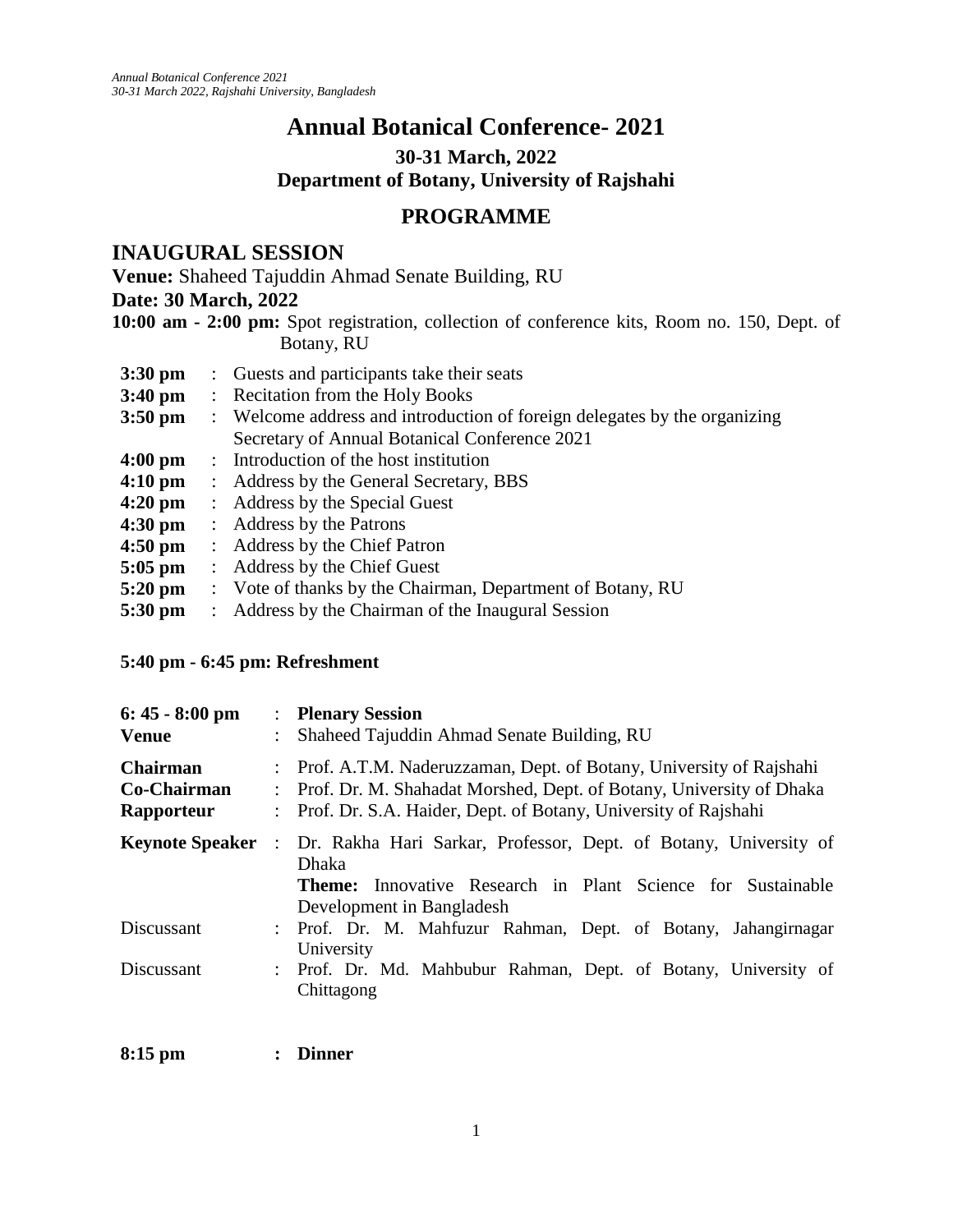# Annual Botanical Conference- 2021

### 30-31 March, 2022

### Department of Botany, University of Rajshahi

## PROGRAMME

## INAUGURAL SESSION

**Venue:** Shaheed Tajuddin Ahmad Senate Building, RU

**Date: 30 March, 2022**

**10:00 am - 2:00 pm:** Spot registration, collection of conference kits, Room no. 150, Dept. of Botany, RU

| | | |
|---|---|---|
| **3:30 pm** | : | Guests and participants take their seats |
| **3:40 pm** | : | Recitation from the Holy Books |
| **3:50 pm** | : | Welcome address and introduction of foreign delegates by the organizing Secretary of Annual Botanical Conference 2021 |
| **4:00 pm** | : | Introduction of the host institution |
| **4:10 pm** | : | Address by the General Secretary, BBS |
| **4:20 pm** | : | Address by the Special Guest |
| **4:30 pm** | : | Address by the Patrons |
| **4:50 pm** | : | Address by the Chief Patron |
| **5:05 pm** | : | Address by the Chief Guest |
| **5:20 pm** | : | Vote of thanks by the Chairman, Department of Botany, RU |
| **5:30 pm** | : | Address by the Chairman of the Inaugural Session |

**5:40 pm - 6:45 pm: Refreshment**

| | | |
|---|---|---|
| **6: 45 - 8:00 pm** | : | **Plenary Session** |
| **Venue** | : | Shaheed Tajuddin Ahmad Senate Building, RU |
| **Chairman** | : | Prof. A.T.M. Naderuzzaman, Dept. of Botany, University of Rajshahi |
| **Co-Chairman** | : | Prof. Dr. M. Shahadat Morshed, Dept. of Botany, University of Dhaka |
| **Rapporteur** | : | Prof. Dr. S.A. Haider, Dept. of Botany, University of Rajshahi |
| **Keynote Speaker** | : | Dr. Rakha Hari Sarkar, Professor, Dept. of Botany, University of Dhaka<br>**Theme:** Innovative Research in Plant Science for Sustainable Development in Bangladesh |
| Discussant | : | Prof. Dr. M. Mahfuzur Rahman, Dept. of Botany, Jahangirnagar University |
| Discussant | : | Prof. Dr. Md. Mahbubur Rahman, Dept. of Botany, University of Chittagong |

**8:15 pm : Dinner**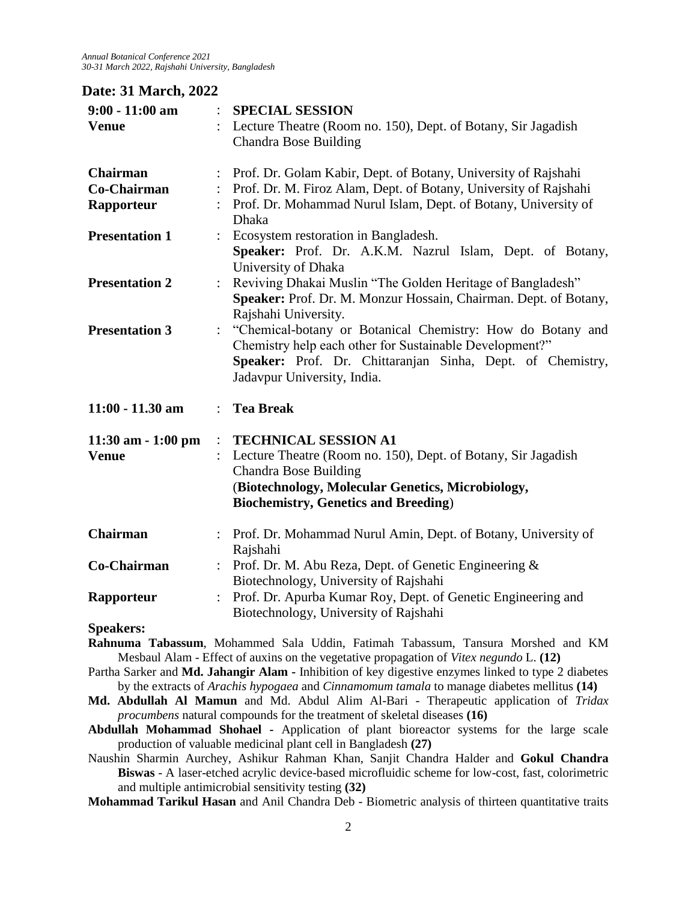## Date: 31 March, 2022

| | | |
|---|---|---|
| **9:00 - 11:00 am** | : | **SPECIAL SESSION** |
| **Venue** | : | Lecture Theatre (Room no. 150), Dept. of Botany, Sir Jagadish Chandra Bose Building |
| **Chairman** | : | Prof. Dr. Golam Kabir, Dept. of Botany, University of Rajshahi |
| **Co-Chairman** | : | Prof. Dr. M. Firoz Alam, Dept. of Botany, University of Rajshahi |
| **Rapporteur** | : | Prof. Dr. Mohammad Nurul Islam, Dept. of Botany, University of Dhaka |
| **Presentation 1** | : | Ecosystem restoration in Bangladesh. **Speaker:** Prof. Dr. A.K.M. Nazrul Islam, Dept. of Botany, University of Dhaka |
| **Presentation 2** | : | Reviving Dhakai Muslin "The Golden Heritage of Bangladesh" **Speaker:** Prof. Dr. M. Monzur Hossain, Chairman. Dept. of Botany, Rajshahi University. |
| **Presentation 3** | : | "Chemical-botany or Botanical Chemistry: How do Botany and Chemistry help each other for Sustainable Development?" **Speaker:** Prof. Dr. Chittaranjan Sinha, Dept. of Chemistry, Jadavpur University, India. |
| **11:00 - 11.30 am** | : | **Tea Break** |
| **11:30 am - 1:00 pm** | : | **TECHNICAL SESSION A1** |
| **Venue** | : | Lecture Theatre (Room no. 150), Dept. of Botany, Sir Jagadish Chandra Bose Building (**Biotechnology, Molecular Genetics, Microbiology, Biochemistry, Genetics and Breeding**) |
| **Chairman** | : | Prof. Dr. Mohammad Nurul Amin, Dept. of Botany, University of Rajshahi |
| **Co-Chairman** | : | Prof. Dr. M. Abu Reza, Dept. of Genetic Engineering & Biotechnology, University of Rajshahi |
| **Rapporteur** | : | Prof. Dr. Apurba Kumar Roy, Dept. of Genetic Engineering and Biotechnology, University of Rajshahi |

**Speakers:**

**Rahnuma Tabassum**, Mohammed Sala Uddin, Fatimah Tabassum, Tansura Morshed and KM Mesbaul Alam - Effect of auxins on the vegetative propagation of *Vitex negundo* L. **(12)**

Partha Sarker and **Md. Jahangir Alam** - Inhibition of key digestive enzymes linked to type 2 diabetes by the extracts of *Arachis hypogaea* and *Cinnamomum tamala* to manage diabetes mellitus **(14)**

**Md. Abdullah Al Mamun** and Md. Abdul Alim Al-Bari - Therapeutic application of *Tridax procumbens* natural compounds for the treatment of skeletal diseases **(16)**

**Abdullah Mohammad Shohael** - Application of plant bioreactor systems for the large scale production of valuable medicinal plant cell in Bangladesh **(27)**

Naushin Sharmin Aurchey, Ashikur Rahman Khan, Sanjit Chandra Halder and **Gokul Chandra Biswas** - A laser-etched acrylic device-based microfluidic scheme for low-cost, fast, colorimetric and multiple antimicrobial sensitivity testing **(32)**

**Mohammad Tarikul Hasan** and Anil Chandra Deb - Biometric analysis of thirteen quantitative traits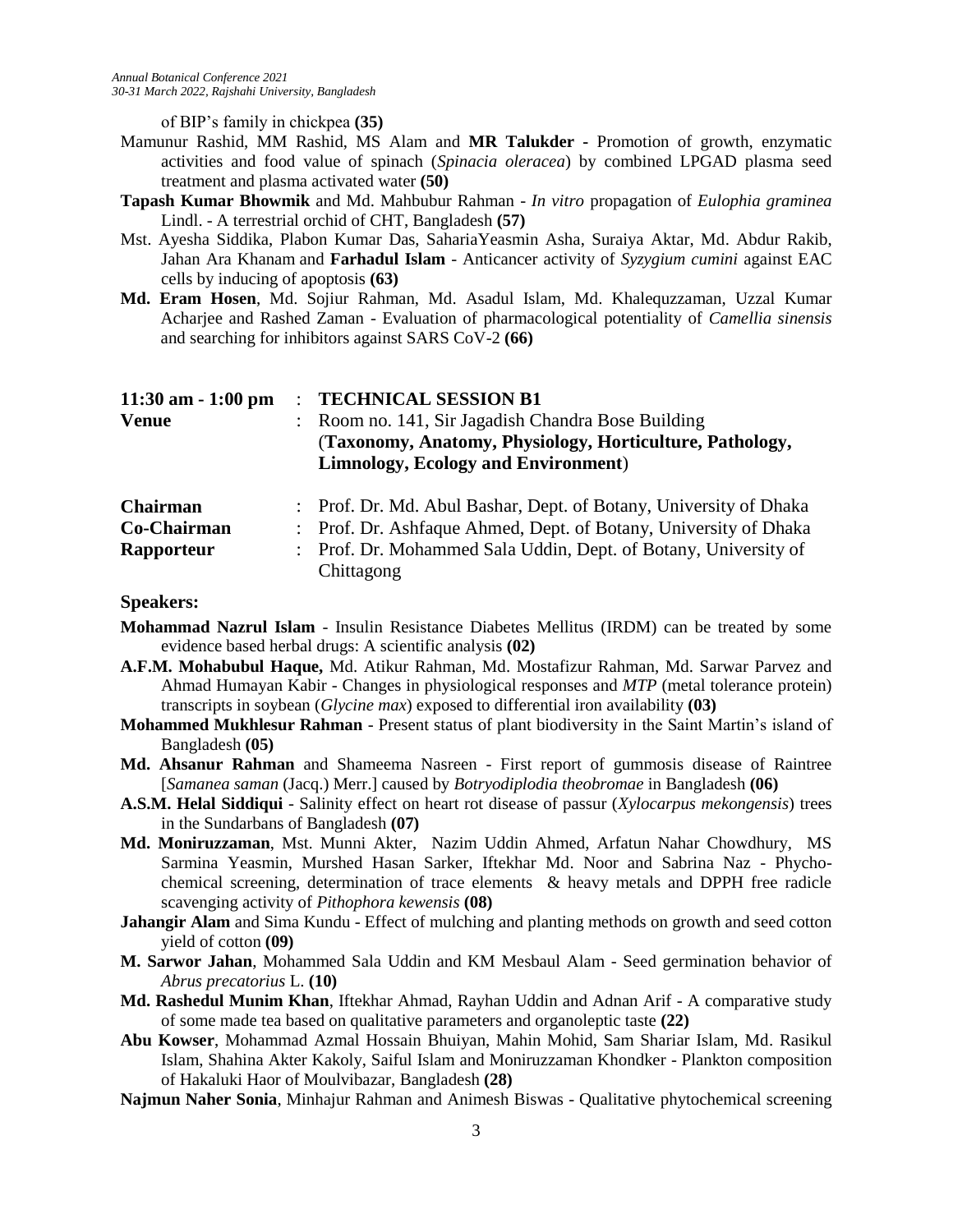of BIP's family in chickpea **(35)**

Mamunur Rashid, MM Rashid, MS Alam and **MR Talukder** - Promotion of growth, enzymatic activities and food value of spinach (*Spinacia oleracea*) by combined LPGAD plasma seed treatment and plasma activated water **(50)**

**Tapash Kumar Bhowmik** and Md. Mahbubur Rahman - *In vitro* propagation of *Eulophia graminea* Lindl. - A terrestrial orchid of CHT, Bangladesh **(57)**

Mst. Ayesha Siddika, Plabon Kumar Das, SahariaYeasmin Asha, Suraiya Aktar, Md. Abdur Rakib, Jahan Ara Khanam and **Farhadul Islam** - Anticancer activity of *Syzygium cumini* against EAC cells by inducing of apoptosis **(63)**

**Md. Eram Hosen**, Md. Sojiur Rahman, Md. Asadul Islam, Md. Khalequzzaman, Uzzal Kumar Acharjee and Rashed Zaman - Evaluation of pharmacological potentiality of *Camellia sinensis* and searching for inhibitors against SARS CoV-2 **(66)**

**11:30 am - 1:00 pm** : **TECHNICAL SESSION B1**

**Venue** : Room no. 141, Sir Jagadish Chandra Bose Building (**Taxonomy, Anatomy, Physiology, Horticulture, Pathology, Limnology, Ecology and Environment**)

**Chairman** : Prof. Dr. Md. Abul Bashar, Dept. of Botany, University of Dhaka

**Co-Chairman** : Prof. Dr. Ashfaque Ahmed, Dept. of Botany, University of Dhaka

**Rapporteur** : Prof. Dr. Mohammed Sala Uddin, Dept. of Botany, University of Chittagong

**Speakers:**

**Mohammad Nazrul Islam** - Insulin Resistance Diabetes Mellitus (IRDM) can be treated by some evidence based herbal drugs: A scientific analysis **(02)**

**A.F.M. Mohabubul Haque,** Md. Atikur Rahman, Md. Mostafizur Rahman, Md. Sarwar Parvez and Ahmad Humayan Kabir - Changes in physiological responses and *MTP* (metal tolerance protein) transcripts in soybean (*Glycine max*) exposed to differential iron availability **(03)**

**Mohammed Mukhlesur Rahman** - Present status of plant biodiversity in the Saint Martin's island of Bangladesh **(05)**

**Md. Ahsanur Rahman** and Shameema Nasreen - First report of gummosis disease of Raintree [*Samanea saman* (Jacq.) Merr.] caused by *Botryodiplodia theobromae* in Bangladesh **(06)**

**A.S.M. Helal Siddiqui** - Salinity effect on heart rot disease of passur (*Xylocarpus mekongensis*) trees in the Sundarbans of Bangladesh **(07)**

**Md. Moniruzzaman**, Mst. Munni Akter, Nazim Uddin Ahmed, Arfatun Nahar Chowdhury, MS Sarmina Yeasmin, Murshed Hasan Sarker, Iftekhar Md. Noor and Sabrina Naz - Phycho-chemical screening, determination of trace elements & heavy metals and DPPH free radicle scavenging activity of *Pithophora kewensis* **(08)**

**Jahangir Alam** and Sima Kundu - Effect of mulching and planting methods on growth and seed cotton yield of cotton **(09)**

**M. Sarwor Jahan**, Mohammed Sala Uddin and KM Mesbaul Alam - Seed germination behavior of *Abrus precatorius* L. **(10)**

**Md. Rashedul Munim Khan**, Iftekhar Ahmad, Rayhan Uddin and Adnan Arif - A comparative study of some made tea based on qualitative parameters and organoleptic taste **(22)**

**Abu Kowser**, Mohammad Azmal Hossain Bhuiyan, Mahin Mohid, Sam Shariar Islam, Md. Rasikul Islam, Shahina Akter Kakoly, Saiful Islam and Moniruzzaman Khondker - Plankton composition of Hakaluki Haor of Moulvibazar, Bangladesh **(28)**

**Najmun Naher Sonia**, Minhajur Rahman and Animesh Biswas - Qualitative phytochemical screening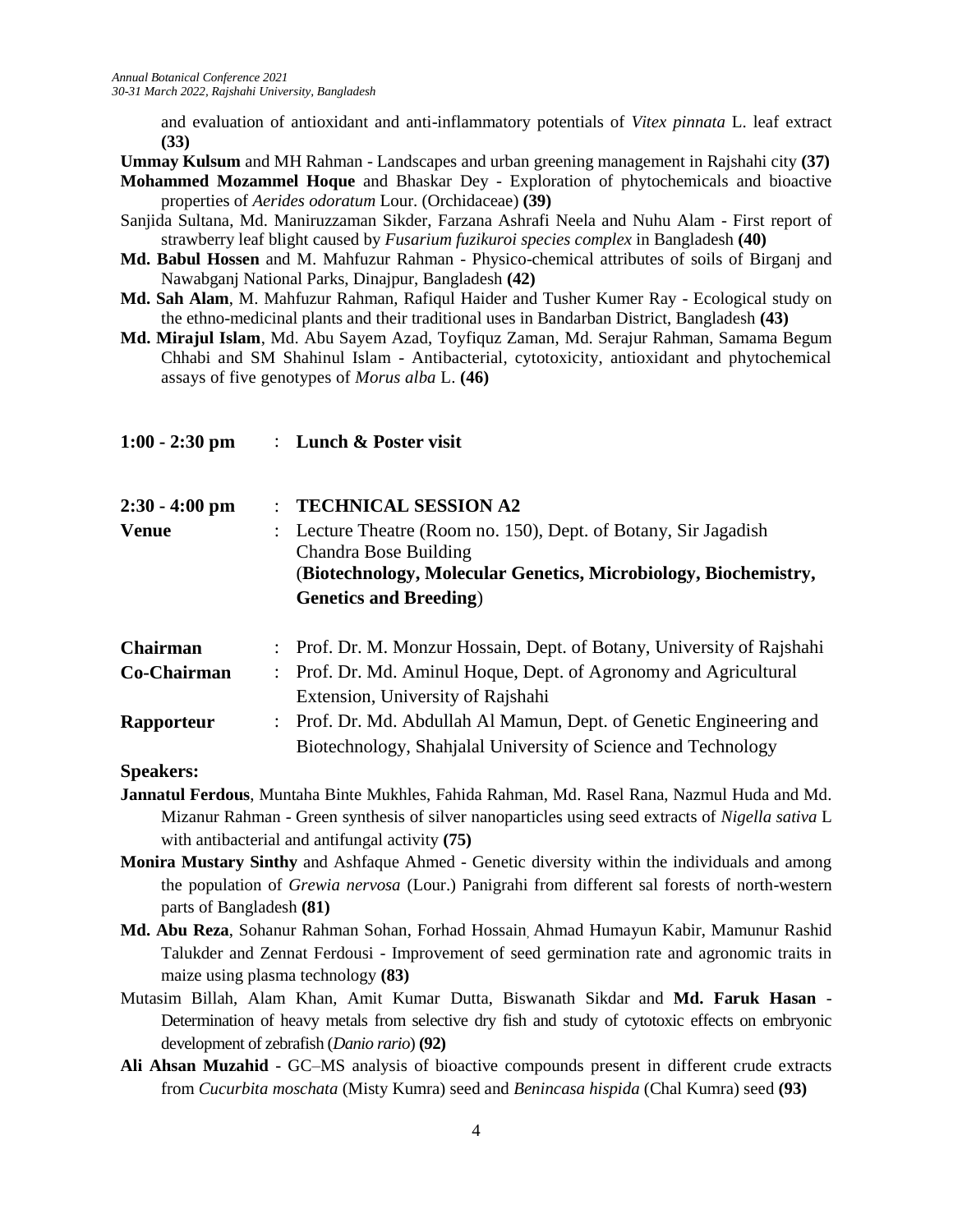and evaluation of antioxidant and anti-inflammatory potentials of *Vitex pinnata* L. leaf extract **(33)**

**Ummay Kulsum** and MH Rahman - Landscapes and urban greening management in Rajshahi city **(37)**

**Mohammed Mozammel Hoque** and Bhaskar Dey - Exploration of phytochemicals and bioactive properties of *Aerides odoratum* Lour. (Orchidaceae) **(39)**

Sanjida Sultana, Md. Maniruzzaman Sikder, Farzana Ashrafi Neela and Nuhu Alam - First report of strawberry leaf blight caused by *Fusarium fuzikuroi species complex* in Bangladesh **(40)**

**Md. Babul Hossen** and M. Mahfuzur Rahman - Physico-chemical attributes of soils of Birganj and Nawabganj National Parks, Dinajpur, Bangladesh **(42)**

**Md. Sah Alam**, M. Mahfuzur Rahman, Rafiqul Haider and Tusher Kumer Ray - Ecological study on the ethno-medicinal plants and their traditional uses in Bandarban District, Bangladesh **(43)**

**Md. Mirajul Islam**, Md. Abu Sayem Azad, Toyfiquz Zaman, Md. Serajur Rahman, Samama Begum Chhabi and SM Shahinul Islam - Antibacterial, cytotoxicity, antioxidant and phytochemical assays of five genotypes of *Morus alba* L. **(46)**

**1:00 - 2:30 pm** : **Lunch & Poster visit**

**2:30 - 4:00 pm** : **TECHNICAL SESSION A2**

**Venue** : Lecture Theatre (Room no. 150), Dept. of Botany, Sir Jagadish Chandra Bose Building (**Biotechnology, Molecular Genetics, Microbiology, Biochemistry, Genetics and Breeding**)

**Chairman** : Prof. Dr. M. Monzur Hossain, Dept. of Botany, University of Rajshahi

**Co-Chairman** : Prof. Dr. Md. Aminul Hoque, Dept. of Agronomy and Agricultural Extension, University of Rajshahi

**Rapporteur** : Prof. Dr. Md. Abdullah Al Mamun, Dept. of Genetic Engineering and Biotechnology, Shahjalal University of Science and Technology

**Speakers:**

**Jannatul Ferdous**, Muntaha Binte Mukhles, Fahida Rahman, Md. Rasel Rana, Nazmul Huda and Md. Mizanur Rahman - Green synthesis of silver nanoparticles using seed extracts of *Nigella sativa* L with antibacterial and antifungal activity **(75)**

**Monira Mustary Sinthy** and Ashfaque Ahmed - Genetic diversity within the individuals and among the population of *Grewia nervosa* (Lour.) Panigrahi from different sal forests of north-western parts of Bangladesh **(81)**

**Md. Abu Reza**, Sohanur Rahman Sohan, Forhad Hossain, Ahmad Humayun Kabir, Mamunur Rashid Talukder and Zennat Ferdousi - Improvement of seed germination rate and agronomic traits in maize using plasma technology **(83)**

Mutasim Billah, Alam Khan, Amit Kumar Dutta, Biswanath Sikdar and **Md. Faruk Hasan** - Determination of heavy metals from selective dry fish and study of cytotoxic effects on embryonic development of zebrafish (*Danio rario*) **(92)**

**Ali Ahsan Muzahid** - GC–MS analysis of bioactive compounds present in different crude extracts from *Cucurbita moschata* (Misty Kumra) seed and *Benincasa hispida* (Chal Kumra) seed **(93)**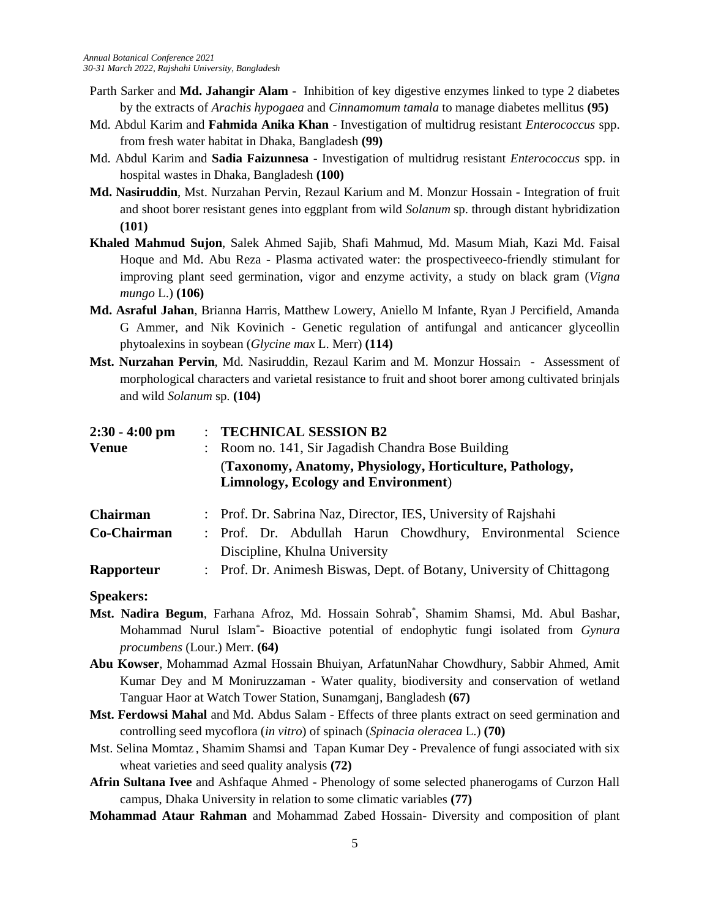Parth Sarker and **Md. Jahangir Alam** - Inhibition of key digestive enzymes linked to type 2 diabetes by the extracts of *Arachis hypogaea* and *Cinnamomum tamala* to manage diabetes mellitus **(95)**

Md. Abdul Karim and **Fahmida Anika Khan** - Investigation of multidrug resistant *Enterococcus* spp. from fresh water habitat in Dhaka, Bangladesh **(99)**

Md. Abdul Karim and **Sadia Faizunnesa** - Investigation of multidrug resistant *Enterococcus* spp. in hospital wastes in Dhaka, Bangladesh **(100)**

**Md. Nasiruddin**, Mst. Nurzahan Pervin, Rezaul Karium and M. Monzur Hossain - Integration of fruit and shoot borer resistant genes into eggplant from wild *Solanum* sp. through distant hybridization **(101)**

**Khaled Mahmud Sujon**, Salek Ahmed Sajib, Shafi Mahmud, Md. Masum Miah, Kazi Md. Faisal Hoque and Md. Abu Reza - Plasma activated water: the prospectiveeco-friendly stimulant for improving plant seed germination, vigor and enzyme activity, a study on black gram (*Vigna mungo* L.) **(106)**

**Md. Asraful Jahan**, Brianna Harris, Matthew Lowery, Aniello M Infante, Ryan J Percifield, Amanda G Ammer, and Nik Kovinich - Genetic regulation of antifungal and anticancer glyceollin phytoalexins in soybean (*Glycine max* L. Merr) **(114)**

**Mst. Nurzahan Pervin**, Md. Nasiruddin, Rezaul Karim and M. Monzur Hossain - Assessment of morphological characters and varietal resistance to fruit and shoot borer among cultivated brinjals and wild *Solanum* sp. **(104)**

**2:30 - 4:00 pm** : **TECHNICAL SESSION B2**

**Venue** : Room no. 141, Sir Jagadish Chandra Bose Building (**Taxonomy, Anatomy, Physiology, Horticulture, Pathology, Limnology, Ecology and Environment**)

**Chairman** : Prof. Dr. Sabrina Naz, Director, IES, University of Rajshahi

**Co-Chairman** : Prof. Dr. Abdullah Harun Chowdhury, Environmental Science Discipline, Khulna University

**Rapporteur** : Prof. Dr. Animesh Biswas, Dept. of Botany, University of Chittagong

**Speakers:**

**Mst. Nadira Begum**, Farhana Afroz, Md. Hossain Sohrab*, Shamim Shamsi, Md. Abul Bashar, Mohammad Nurul Islam*- Bioactive potential of endophytic fungi isolated from *Gynura procumbens* (Lour.) Merr. **(64)**

**Abu Kowser**, Mohammad Azmal Hossain Bhuiyan, ArfatunNahar Chowdhury, Sabbir Ahmed, Amit Kumar Dey and M Moniruzzaman - Water quality, biodiversity and conservation of wetland Tanguar Haor at Watch Tower Station, Sunamganj, Bangladesh **(67)**

**Mst. Ferdowsi Mahal** and Md. Abdus Salam - Effects of three plants extract on seed germination and controlling seed mycoflora (*in vitro*) of spinach (*Spinacia oleracea* L.) **(70)**

Mst. Selina Momtaz , Shamim Shamsi and Tapan Kumar Dey - Prevalence of fungi associated with six wheat varieties and seed quality analysis **(72)**

**Afrin Sultana Ivee** and Ashfaque Ahmed - Phenology of some selected phanerogams of Curzon Hall campus, Dhaka University in relation to some climatic variables **(77)**

**Mohammad Ataur Rahman** and Mohammad Zabed Hossain- Diversity and composition of plant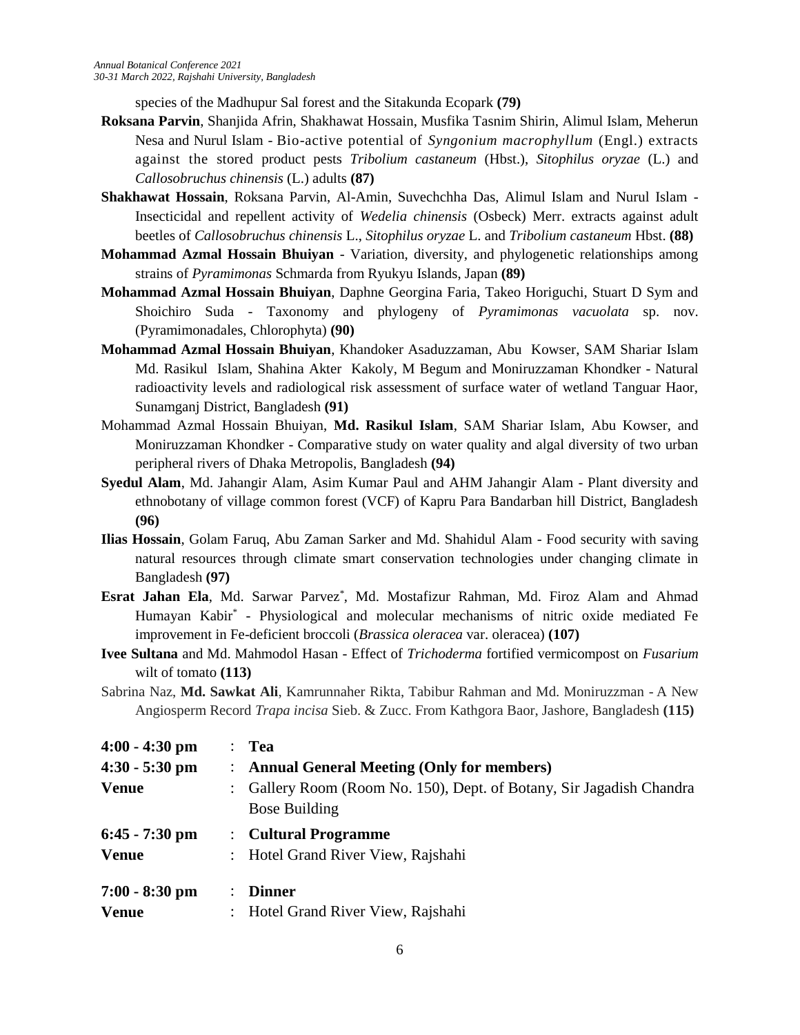species of the Madhupur Sal forest and the Sitakunda Ecopark **(79)**

**Roksana Parvin**, Shanjida Afrin, Shakhawat Hossain, Musfika Tasnim Shirin, Alimul Islam, Meherun Nesa and Nurul Islam - Bio-active potential of *Syngonium macrophyllum* (Engl.) extracts against the stored product pests *Tribolium castaneum* (Hbst.), *Sitophilus oryzae* (L.) and *Callosobruchus chinensis* (L.) adults **(87)**

**Shakhawat Hossain**, Roksana Parvin, Al-Amin, Suvechchha Das, Alimul Islam and Nurul Islam - Insecticidal and repellent activity of *Wedelia chinensis* (Osbeck) Merr. extracts against adult beetles of *Callosobruchus chinensis* L., *Sitophilus oryzae* L. and *Tribolium castaneum* Hbst. **(88)**

**Mohammad Azmal Hossain Bhuiyan** - Variation, diversity, and phylogenetic relationships among strains of *Pyramimonas* Schmarda from Ryukyu Islands, Japan **(89)**

**Mohammad Azmal Hossain Bhuiyan**, Daphne Georgina Faria, Takeo Horiguchi, Stuart D Sym and Shoichiro Suda - Taxonomy and phylogeny of *Pyramimonas vacuolata* sp. nov. (Pyramimonadales, Chlorophyta) **(90)**

**Mohammad Azmal Hossain Bhuiyan**, Khandoker Asaduzzaman, Abu Kowser, SAM Shariar Islam Md. Rasikul Islam, Shahina Akter Kakoly, M Begum and Moniruzzaman Khondker - Natural radioactivity levels and radiological risk assessment of surface water of wetland Tanguar Haor, Sunamganj District, Bangladesh **(91)**

Mohammad Azmal Hossain Bhuiyan, **Md. Rasikul Islam**, SAM Shariar Islam, Abu Kowser, and Moniruzzaman Khondker - Comparative study on water quality and algal diversity of two urban peripheral rivers of Dhaka Metropolis, Bangladesh **(94)**

**Syedul Alam**, Md. Jahangir Alam, Asim Kumar Paul and AHM Jahangir Alam - Plant diversity and ethnobotany of village common forest (VCF) of Kapru Para Bandarban hill District, Bangladesh **(96)**

**Ilias Hossain**, Golam Faruq, Abu Zaman Sarker and Md. Shahidul Alam - Food security with saving natural resources through climate smart conservation technologies under changing climate in Bangladesh **(97)**

**Esrat Jahan Ela**, Md. Sarwar Parvez*, Md. Mostafizur Rahman, Md. Firoz Alam and Ahmad Humayan Kabir* - Physiological and molecular mechanisms of nitric oxide mediated Fe improvement in Fe-deficient broccoli (*Brassica oleracea* var. oleracea) **(107)**

**Ivee Sultana** and Md. Mahmodol Hasan - Effect of *Trichoderma* fortified vermicompost on *Fusarium* wilt of tomato **(113)**

Sabrina Naz, **Md. Sawkat Ali**, Kamrunnaher Rikta, Tabibur Rahman and Md. Moniruzzman - A New Angiosperm Record *Trapa incisa* Sieb. & Zucc. From Kathgora Baor, Jashore, Bangladesh **(115)**

| | | |
|---|---|---|
| **4:00 - 4:30 pm** | : | **Tea** |
| **4:30 - 5:30 pm** | : | **Annual General Meeting (Only for members)** |
| **Venue** | : | Gallery Room (Room No. 150), Dept. of Botany, Sir Jagadish Chandra Bose Building |
| **6:45 - 7:30 pm** | : | **Cultural Programme** |
| **Venue** | : | Hotel Grand River View, Rajshahi |
| **7:00 - 8:30 pm** | : | **Dinner** |
| **Venue** | : | Hotel Grand River View, Rajshahi |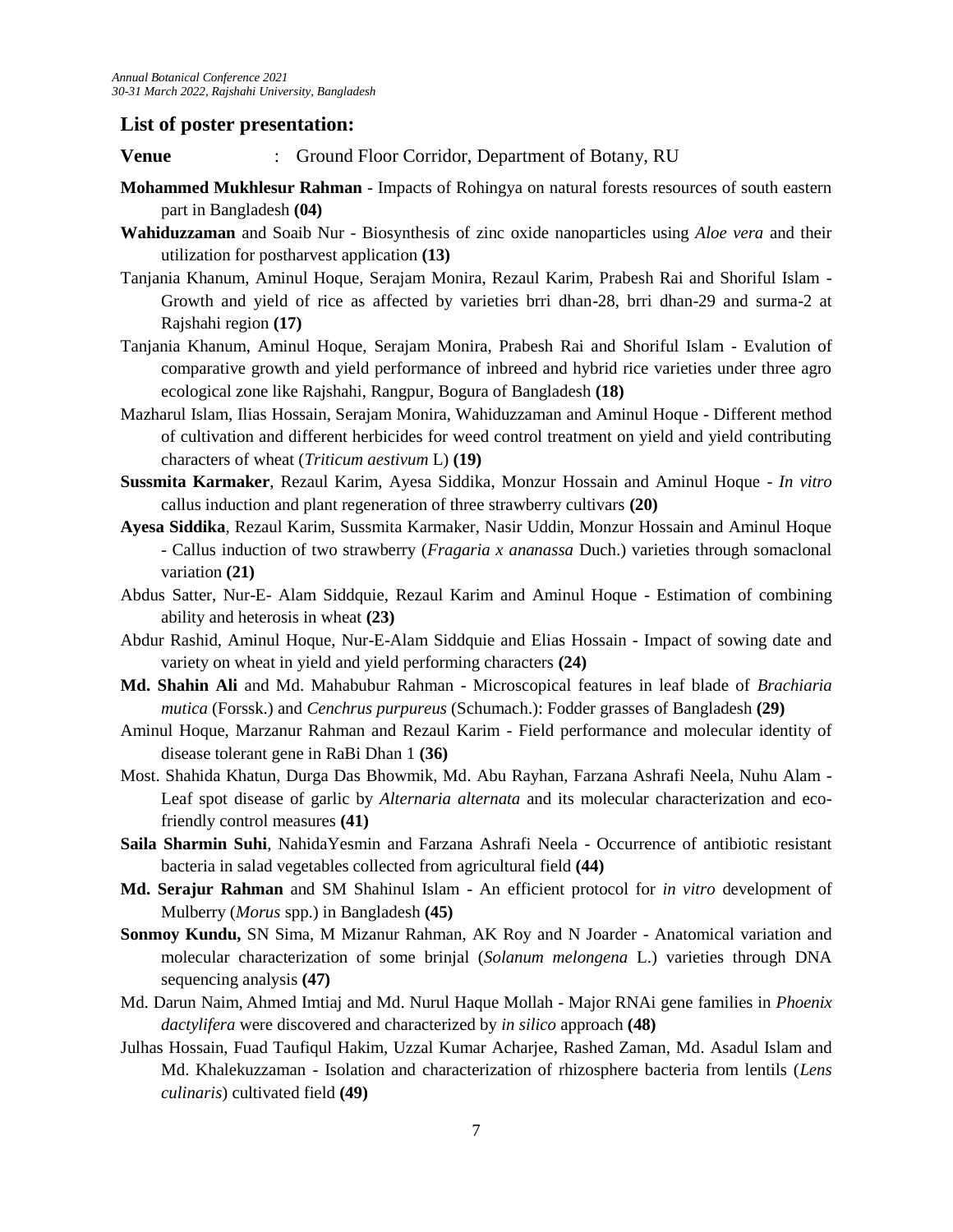## List of poster presentation:

**Venue** : Ground Floor Corridor, Department of Botany, RU

**Mohammed Mukhlesur Rahman** - Impacts of Rohingya on natural forests resources of south eastern part in Bangladesh **(04)**

**Wahiduzzaman** and Soaib Nur - Biosynthesis of zinc oxide nanoparticles using *Aloe vera* and their utilization for postharvest application **(13)**

Tanjania Khanum, Aminul Hoque, Serajam Monira, Rezaul Karim, Prabesh Rai and Shoriful Islam - Growth and yield of rice as affected by varieties brri dhan-28, brri dhan-29 and surma-2 at Rajshahi region **(17)**

Tanjania Khanum, Aminul Hoque, Serajam Monira, Prabesh Rai and Shoriful Islam - Evalution of comparative growth and yield performance of inbreed and hybrid rice varieties under three agro ecological zone like Rajshahi, Rangpur, Bogura of Bangladesh **(18)**

Mazharul Islam, Ilias Hossain, Serajam Monira, Wahiduzzaman and Aminul Hoque - Different method of cultivation and different herbicides for weed control treatment on yield and yield contributing characters of wheat (*Triticum aestivum* L) **(19)**

**Sussmita Karmaker**, Rezaul Karim, Ayesa Siddika, Monzur Hossain and Aminul Hoque - *In vitro* callus induction and plant regeneration of three strawberry cultivars **(20)**

**Ayesa Siddika**, Rezaul Karim, Sussmita Karmaker, Nasir Uddin, Monzur Hossain and Aminul Hoque - Callus induction of two strawberry (*Fragaria x ananassa* Duch.) varieties through somaclonal variation **(21)**

Abdus Satter, Nur-E- Alam Siddquie, Rezaul Karim and Aminul Hoque - Estimation of combining ability and heterosis in wheat **(23)**

Abdur Rashid, Aminul Hoque, Nur-E-Alam Siddquie and Elias Hossain - Impact of sowing date and variety on wheat in yield and yield performing characters **(24)**

**Md. Shahin Ali** and Md. Mahabubur Rahman - Microscopical features in leaf blade of *Brachiaria mutica* (Forssk.) and *Cenchrus purpureus* (Schumach.): Fodder grasses of Bangladesh **(29)**

Aminul Hoque, Marzanur Rahman and Rezaul Karim - Field performance and molecular identity of disease tolerant gene in RaBi Dhan 1 **(36)**

Most. Shahida Khatun, Durga Das Bhowmik, Md. Abu Rayhan, Farzana Ashrafi Neela, Nuhu Alam - Leaf spot disease of garlic by *Alternaria alternata* and its molecular characterization and eco-friendly control measures **(41)**

**Saila Sharmin Suhi**, NahidaYesmin and Farzana Ashrafi Neela - Occurrence of antibiotic resistant bacteria in salad vegetables collected from agricultural field **(44)**

**Md. Serajur Rahman** and SM Shahinul Islam - An efficient protocol for *in vitro* development of Mulberry (*Morus* spp.) in Bangladesh **(45)**

**Sonmoy Kundu,** SN Sima, M Mizanur Rahman, AK Roy and N Joarder - Anatomical variation and molecular characterization of some brinjal (*Solanum melongena* L.) varieties through DNA sequencing analysis **(47)**

Md. Darun Naim, Ahmed Imtiaj and Md. Nurul Haque Mollah - Major RNAi gene families in *Phoenix dactylifera* were discovered and characterized by *in silico* approach **(48)**

Julhas Hossain, Fuad Taufiqul Hakim, Uzzal Kumar Acharjee, Rashed Zaman, Md. Asadul Islam and Md. Khalekuzzaman - Isolation and characterization of rhizosphere bacteria from lentils (*Lens culinaris*) cultivated field **(49)**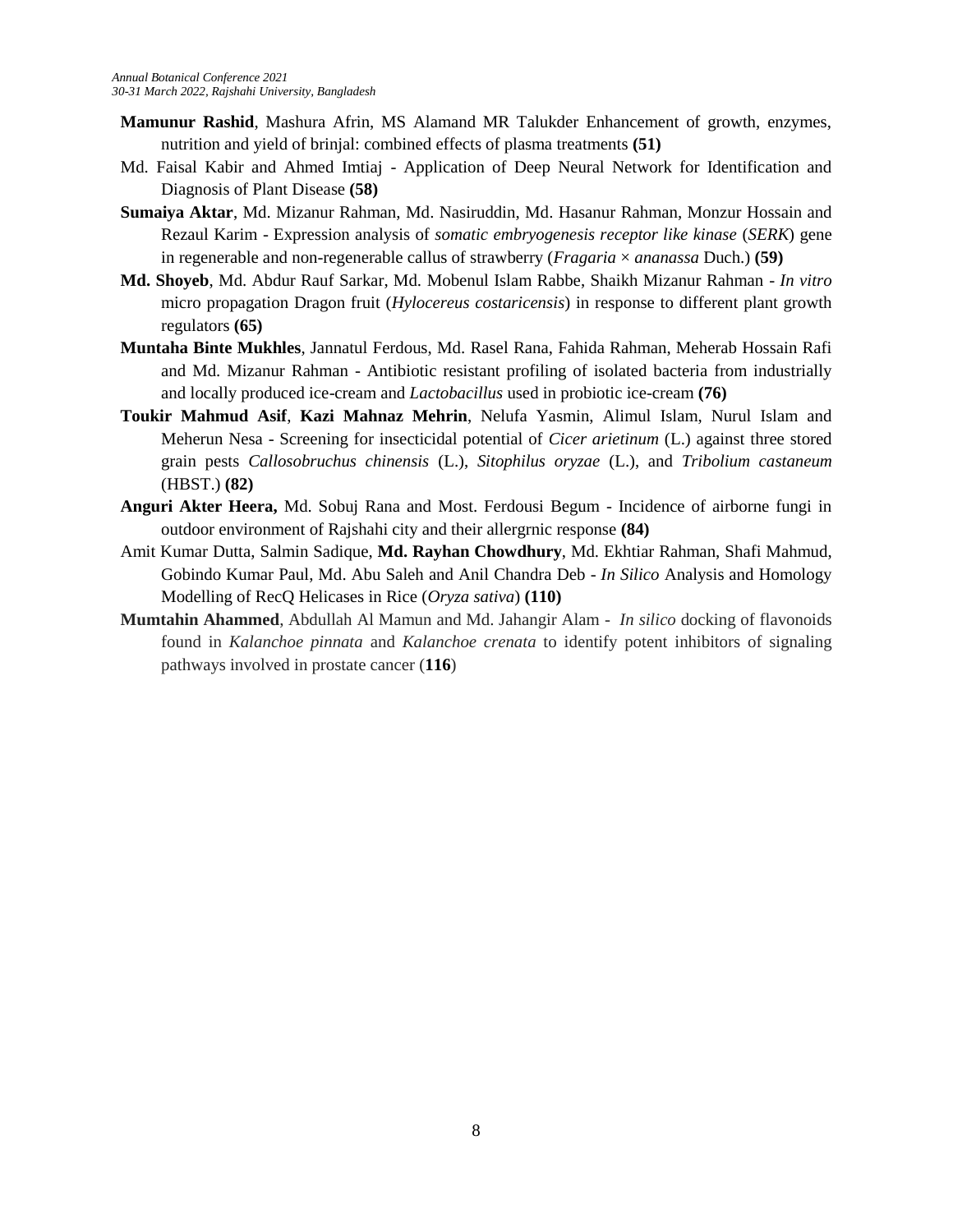**Mamunur Rashid**, Mashura Afrin, MS Alamand MR Talukder Enhancement of growth, enzymes, nutrition and yield of brinjal: combined effects of plasma treatments **(51)**

Md. Faisal Kabir and Ahmed Imtiaj - Application of Deep Neural Network for Identification and Diagnosis of Plant Disease **(58)**

**Sumaiya Aktar**, Md. Mizanur Rahman, Md. Nasiruddin, Md. Hasanur Rahman, Monzur Hossain and Rezaul Karim - Expression analysis of *somatic embryogenesis receptor like kinase* (*SERK*) gene in regenerable and non-regenerable callus of strawberry (*Fragaria* × *ananassa* Duch.) **(59)**

**Md. Shoyeb**, Md. Abdur Rauf Sarkar, Md. Mobenul Islam Rabbe, Shaikh Mizanur Rahman - *In vitro* micro propagation Dragon fruit (*Hylocereus costaricensis*) in response to different plant growth regulators **(65)**

**Muntaha Binte Mukhles**, Jannatul Ferdous, Md. Rasel Rana, Fahida Rahman, Meherab Hossain Rafi and Md. Mizanur Rahman - Antibiotic resistant profiling of isolated bacteria from industrially and locally produced ice-cream and *Lactobacillus* used in probiotic ice-cream **(76)**

**Toukir Mahmud Asif**, **Kazi Mahnaz Mehrin**, Nelufa Yasmin, Alimul Islam, Nurul Islam and Meherun Nesa - Screening for insecticidal potential of *Cicer arietinum* (L.) against three stored grain pests *Callosobruchus chinensis* (L.), *Sitophilus oryzae* (L.), and *Tribolium castaneum* (HBST.) **(82)**

**Anguri Akter Heera,** Md. Sobuj Rana and Most. Ferdousi Begum - Incidence of airborne fungi in outdoor environment of Rajshahi city and their allergrnic response **(84)**

Amit Kumar Dutta, Salmin Sadique, **Md. Rayhan Chowdhury**, Md. Ekhtiar Rahman, Shafi Mahmud, Gobindo Kumar Paul, Md. Abu Saleh and Anil Chandra Deb - *In Silico* Analysis and Homology Modelling of RecQ Helicases in Rice (*Oryza sativa*) **(110)**

**Mumtahin Ahammed**, Abdullah Al Mamun and Md. Jahangir Alam - *In silico* docking of flavonoids found in *Kalanchoe pinnata* and *Kalanchoe crenata* to identify potent inhibitors of signaling pathways involved in prostate cancer (**116**)